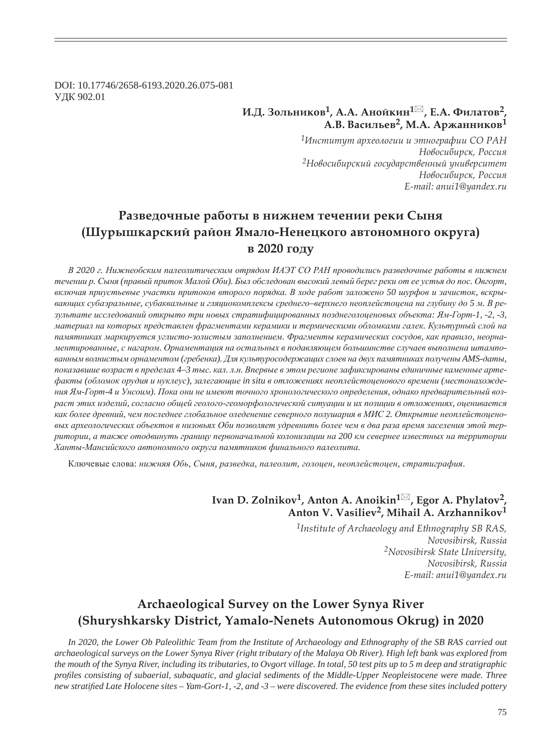DOI: 10.17746/2658-6193.2020.26.075-081
УДК 902.01

**И.Д. Зольников[1], А.А. Анойкин[1]✉, Е.А. Филатов[2], А.В. Васильев[2], М.А. Аржанников[1]**

*[1]Институт археологии и этнографии СО РАН Новосибирск, Россия*
*[2]Новосибирский государственный университет Новосибирск, Россия*
*E-mail: anui1@yandex.ru*

# Разведочные работы в нижнем течении реки Сыня (Шурышкарский район Ямало-Ненецкого автономного округа) в 2020 году

*В 2020 г. Нижнеобским палеолитическим отрядом ИАЭТ СО РАН проводились разведочные работы в нижнем течении р. Сыня (правый приток Малой Оби). Был обследован высокий левый берег реки от ее устья до пос. Овгорт, включая приустьевые участки притоков второго порядка. В ходе работ заложено 50 шурфов и зачисток, вскрывающих субаэральные, субаквальные и гляциокомплексы среднего–верхнего неоплейстоцена на глубину до 5 м. В результате исследований открыто три новых стратифицированных позднеголоценовых объекта: Ям-Горт-1, -2, -3, материал на которых представлен фрагментами керамики и термическими обломками галек. Культурный слой на памятниках маркируется углисто-золистым заполнением. Фрагменты керамических сосудов, как правило, неорнаментированные, с нагаром. Орнаментация на остальных в подавляющем большинстве случаев выполнена штампованным волнистым орнаментом (гребенка). Для культуросодержащих слоев на двух памятниках получены AMS-даты, показавшие возраст в пределах 4–3 тыс. кал. л.н. Впервые в этом регионе зафиксированы единичные каменные артефакты (обломок орудия и нуклеус), залегающие in situ в отложениях неоплейстоценового времени (местонахождения Ям-Горт-4 и Унсоим). Пока они не имеют точного хронологического определения, однако предварительный возраст этих изделий, согласно общей геолого-геоморфологической ситуации и их позиции в отложениях, оценивается как более древний, чем последнее глобальное оледенение северного полушария в МИС 2. Открытие неоплейстоценовых археологических объектов в низовьях Оби позволяет удревнить более чем в два раза время заселения этой территории, а также отодвинуть границу первоначальной колонизации на 200 км севернее известных на территории Ханты-Мансийского автономного округа памятников финального палеолита.*

Ключевые слова: *нижняя Обь, Сыня, разведка, палеолит, голоцен, неоплейстоцен, стратиграфия.*

**Ivan D. Zolnikov[1], Anton A. Anoikin[1]✉, Egor A. Phylatov[2], Anton V. Vasiliev[2], Mihail A. Arzhannikov[1]**

*[1]Institute of Archaeology and Ethnography SB RAS, Novosibirsk, Russia*
*[2]Novosibirsk State University, Novosibirsk, Russia*
*E-mail: anui1@yandex.ru*

# Archaeological Survey on the Lower Synya River (Shuryshkarsky District, Yamalo-Nenets Autonomous Okrug) in 2020

*In 2020, the Lower Ob Paleolithic Team from the Institute of Archaeology and Ethnography of the SB RAS carried out archaeological surveys on the Lower Synya River (right tributary of the Malaya Ob River). High left bank was explored from the mouth of the Synya River, including its tributaries, to Ovgort village. In total, 50 test pits up to 5 m deep and stratigraphic profiles consisting of subaerial, subaquatic, and glacial sediments of the Middle-Upper Neopleistocene were made. Three new stratified Late Holocene sites – Yam-Gort-1, -2, and -3 – were discovered. The evidence from these sites included pottery*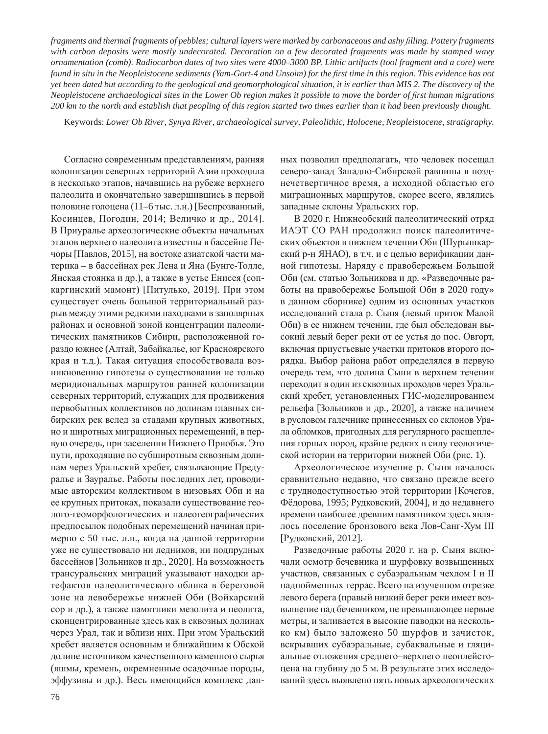*fragments and thermal fragments of pebbles; cultural layers were marked by carbonaceous and ashy filling. Pottery fragments with carbon deposits were mostly undecorated. Decoration on a few decorated fragments was made by stamped wavy ornamentation (comb). Radiocarbon dates of two sites were 4000–3000 BP. Lithic artifacts (tool fragment and a core) were found in situ in the Neopleistocene sediments (Yam-Gort-4 and Unsoim) for the first time in this region. This evidence has not yet been dated but according to the geological and geomorphological situation, it is earlier than MIS 2. The discovery of the Neopleistocene archaeological sites in the Lower Ob region makes it possible to move the border of first human migrations 200 km to the north and establish that peopling of this region started two times earlier than it had been previously thought.*

Keywords: *Lower Ob River, Synya River, archaeological survey, Paleolithic, Holocene, Neopleistocene, stratigraphy.*

Согласно современным представлениям, ранняя колонизация северных территорий Азии проходила в несколько этапов, начавшись на рубеже верхнего палеолита и окончательно завершившись в первой половине голоцена (11–6 тыс. л.н.) [Беспрозванный, Косинцев, Погодин, 2014; Величко и др., 2014]. В Приуралье археологические объекты начальных этапов верхнего палеолита известны в бассейне Печоры [Павлов, 2015], на востоке азиатской части материка – в бассейнах рек Лена и Яна (Бунге-Толле, Янская стоянка и др.), а также в устье Енисея (сопкаргинский мамонт) [Питулько, 2019]. При этом существует очень большой территориальный разрыв между этими редкими находками в заполярных районах и основной зоной концентрации палеолитических памятников Сибири, расположенной гораздо южнее (Алтай, Забайкалье, юг Красноярского края и т.д.). Такая ситуация способствовала возникновению гипотезы о существовании не только меридиональных маршрутов ранней колонизации северных территорий, служащих для продвижения первобытных коллективов по долинам главных сибирских рек вслед за стадами крупных животных, но и широтных миграционных перемещений, в первую очередь, при заселении Нижнего Приобья. Это пути, проходящие по субширотным сквозным долинам через Уральский хребет, связывающие Предуралье и Зауралье. Работы последних лет, проводимые авторским коллективом в низовьях Оби и на ее крупных притоках, показали существование геолого-геоморфологических и палеогеографических предпосылок подобных перемещений начиная примерно с 50 тыс. л.н., когда на данной территории уже не существовало ни ледников, ни подпрудных бассейнов [Зольников и др., 2020]. На возможность трансуральских миграций указывают находки артефактов палеолитического облика в береговой зоне на левобережье нижней Оби (Войкарский сор и др.), а также памятники мезолита и неолита, сконцентрированные здесь как в сквозных долинах через Урал, так и вблизи них. При этом Уральский хребет является основным и ближайшим к Обской долине источником качественного каменного сырья (яшмы, кремень, окремненные осадочные породы, эффузивы и др.). Весь имеющийся комплекс данных позволил предполагать, что человек посещал северо-запад Западно-Сибирской равнины в позднечетвертичное время, а исходной областью его миграционных маршрутов, скорее всего, являлись западные склоны Уральских гор.

В 2020 г. Нижнеобский палеолитический отряд ИАЭТ СО РАН продолжил поиск палеолитических объектов в нижнем течении Оби (Шурышкарский р-н ЯНАО), в т.ч. и с целью верификации данной гипотезы. Наряду с правобережьем Большой Оби (см. статью Зольникова и др. «Разведочные работы на правобережье Большой Оби в 2020 году» в данном сборнике) одним из основных участков исследований стала р. Сыня (левый приток Малой Оби) в ее нижнем течении, где был обследован высокий левый берег реки от ее устья до пос. Овгорт, включая приустьевые участки притоков второго порядка. Выбор района работ определялся в первую очередь тем, что долина Сыни в верхнем течении переходит в один из сквозных проходов через Уральский хребет, установленных ГИС-моделированием рельефа [Зольников и др., 2020], а также наличием в русловом галечнике принесенных со склонов Урала обломков, пригодных для регулярного расщепления горных пород, крайне редких в силу геологической истории на территории нижней Оби (рис. 1).

Археологическое изучение р. Сыня началось сравнительно недавно, что связано прежде всего с труднодоступностью этой территории [Кочегов, Фёдорова, 1995; Рудковский, 2004], и до недавнего времени наиболее древним памятником здесь являлось поселение бронзового века Лов-Санг-Хум III [Рудковский, 2012].

Разведочные работы 2020 г. на р. Сыня включали осмотр бечевника и шурфовку возвышенных участков, связанных с субаэральным чехлом I и II надпойменных террас. Всего на изученном отрезке левого берега (правый низкий берег реки имеет возвышение над бечевником, не превышающее первые метры, и заливается в высокие паводки на несколько км) было заложено 50 шурфов и зачисток, вскрывших субаэральные, субаквальные и гляциальные отложения среднего–верхнего неоплейстоцена на глубину до 5 м. В результате этих исследований здесь выявлено пять новых археологических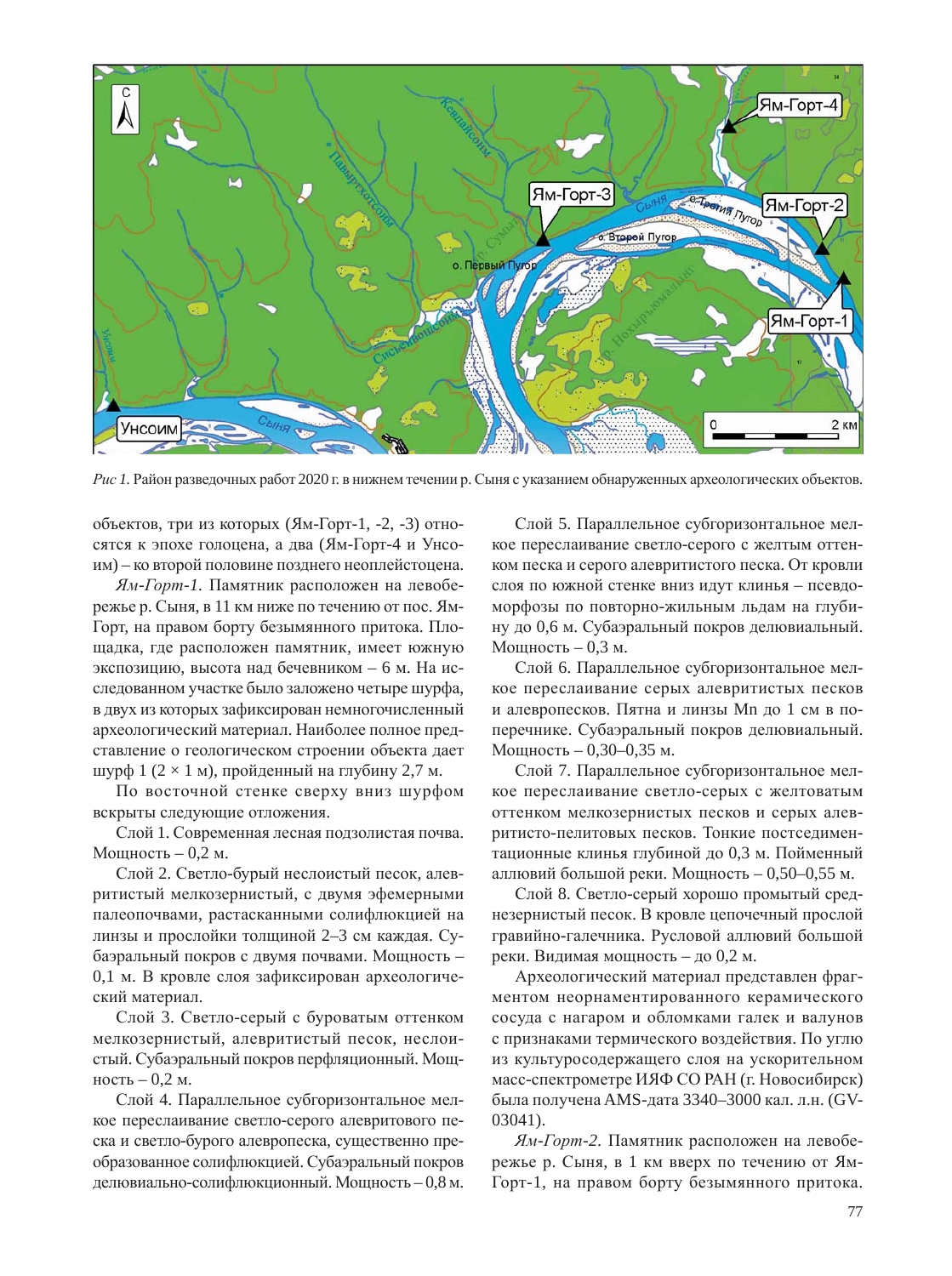*Рис 1.* Район разведочных работ 2020 г. в нижнем течении р. Сыня с указанием обнаруженных археологических объектов.

объектов, три из которых (Ям-Горт-1, -2, -3) относятся к эпохе голоцена, а два (Ям-Горт-4 и Унсоим) – ко второй половине позднего неоплейстоцена.

*Ям-Горт-1.* Памятник расположен на левобережье р. Сыня, в 11 км ниже по течению от пос. Ям-Горт, на правом борту безымянного притока. Площадка, где расположен памятник, имеет южную экспозицию, высота над бечевником – 6 м. На исследованном участке было заложено четыре шурфа, в двух из которых зафиксирован немногочисленный археологический материал. Наиболее полное представление о геологическом строении объекта дает шурф 1 (2 × 1 м), пройденный на глубину 2,7 м.

По восточной стенке сверху вниз шурфом вскрыты следующие отложения.

Слой 1. Современная лесная подзолистая почва. Мощность – 0,2 м.

Слой 2. Светло-бурый неслоистый песок, алевритистый мелкозернистый, с двумя эфемерными палеопочвами, растасканными солифлюкцией на линзы и прослойки толщиной 2–3 см каждая. Субаэральный покров с двумя почвами. Мощность – 0,1 м. В кровле слоя зафиксирован археологический материал.

Слой 3. Светло-серый с буроватым оттенком мелкозернистый, алевритистый песок, неслоистый. Субаэральный покров перфляционный. Мощность – 0,2 м.

Слой 4. Параллельное субгоризонтальное мелкое переслаивание светло-серого алевритового песка и светло-бурого алевропеска, существенно преобразованное солифлюкцией. Субаэральный покров делювиально-солифлюкционный. Мощность – 0,8 м.

Слой 5. Параллельное субгоризонтальное мелкое переслаивание светло-серого с желтым оттенком песка и серого алевритистого песка. От кровли слоя по южной стенке вниз идут клинья – псевдоморфозы по повторно-жильным льдам на глубину до 0,6 м. Субаэральный покров делювиальный. Мощность – 0,3 м.

Слой 6. Параллельное субгоризонтальное мелкое переслаивание серых алевритистых песков и алевропесков. Пятна и линзы Mn до 1 см в поперечнике. Субаэральный покров делювиальный. Мощность – 0,30–0,35 м.

Слой 7. Параллельное субгоризонтальное мелкое переслаивание светло-серых с желтоватым оттенком мелкозернистых песков и серых алевритисто-пелитовых песков. Тонкие постседиментационные клинья глубиной до 0,3 м. Пойменный аллювий большой реки. Мощность – 0,50–0,55 м.

Слой 8. Светло-серый хорошо промытый среднезернистый песок. В кровле цепочечный прослой гравийно-галечника. Русловой аллювий большой реки. Видимая мощность – до 0,2 м.

Археологический материал представлен фрагментом неорнаментированного керамического сосуда с нагаром и обломками галек и валунов с признаками термического воздействия. По углю из культуросодержащего слоя на ускорительном масс-спектрометре ИЯФ СО РАН (г. Новосибирск) была получена AMS-дата 3340–3000 кал. л.н. (GV-03041).

*Ям-Горт-2.* Памятник расположен на левобережье р. Сыня, в 1 км вверх по течению от Ям-Горт-1, на правом борту безымянного притока.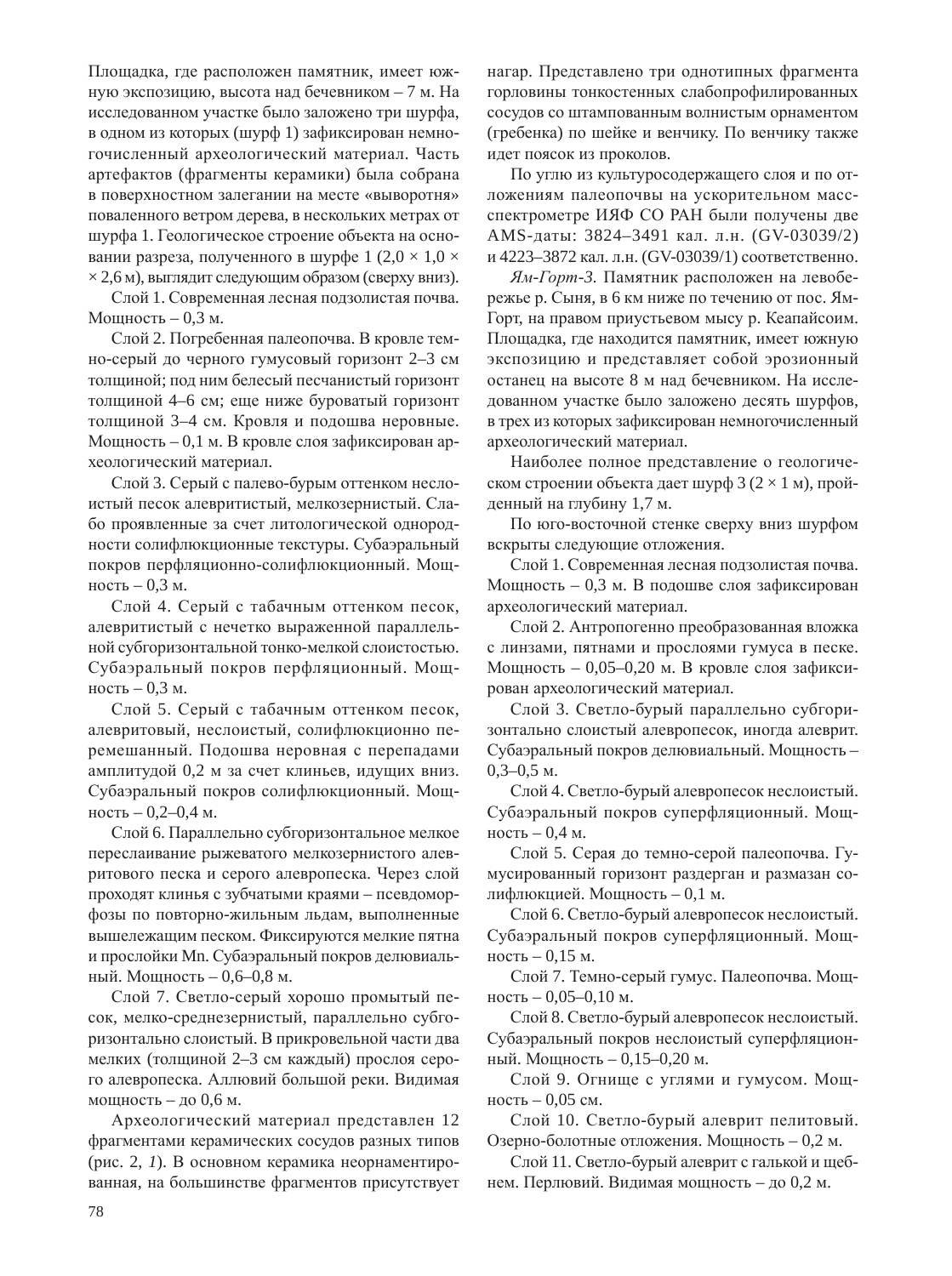Площадка, где расположен памятник, имеет южную экспозицию, высота над бечевником – 7 м. На исследованном участке было заложено три шурфа, в одном из которых (шурф 1) зафиксирован немногочисленный археологический материал. Часть артефактов (фрагменты керамики) была собрана в поверхностном залегании на месте «выворотня» поваленного ветром дерева, в нескольких метрах от шурфа 1. Геологическое строение объекта на основании разреза, полученного в шурфе 1 (2,0 × 1,0 × × 2,6 м), выглядит следующим образом (сверху вниз).

Слой 1. Современная лесная подзолистая почва. Мощность – 0,3 м.

Слой 2. Погребенная палеопочва. В кровле темно-серый до черного гумусовый горизонт 2–3 см толщиной; под ним белесый песчанистый горизонт толщиной 4–6 см; еще ниже буроватый горизонт толщиной 3–4 см. Кровля и подошва неровные. Мощность – 0,1 м. В кровле слоя зафиксирован археологический материал.

Слой 3. Серый с палево-бурым оттенком неслоистый песок алевритистый, мелкозернистый. Слабо проявленные за счет литологической однородности солифлюкционные текстуры. Субаэральный покров перфляционно-солифлюкционный. Мощность – 0,3 м.

Слой 4. Серый с табачным оттенком песок, алевритистый с нечетко выраженной параллельной субгоризонтальной тонко-мелкой слоистостью. Субаэральный покров перфляционный. Мощность – 0,3 м.

Слой 5. Серый с табачным оттенком песок, алевритовый, неслоистый, солифлюкционно перемешанный. Подошва неровная с перепадами амплитудой 0,2 м за счет клиньев, идущих вниз. Субаэральный покров солифлюкционный. Мощность – 0,2–0,4 м.

Слой 6. Параллельно субгоризонтальное мелкое переслаивание рыжеватого мелкозернистого алевритового песка и серого алевропеска. Через слой проходят клинья с зубчатыми краями – псевдоморфозы по повторно-жильным льдам, выполненные вышележащим песком. Фиксируются мелкие пятна и прослойки Mn. Субаэральный покров делювиальный. Мощность – 0,6–0,8 м.

Слой 7. Светло-серый хорошо промытый песок, мелко-среднезернистый, параллельно субгоризонтально слоистый. В прикровельной части два мелких (толщиной 2–3 см каждый) прослоя серого алевропеска. Аллювий большой реки. Видимая мощность – до 0,6 м.

Археологический материал представлен 12 фрагментами керамических сосудов разных типов (рис. 2, *1*). В основном керамика неорнаментированная, на большинстве фрагментов присутствует нагар. Представлено три однотипных фрагмента горловины тонкостенных слабопрофилированных сосудов со штампованным волнистым орнаментом (гребенка) по шейке и венчику. По венчику также идет поясок из проколов.

По углю из культуросодержащего слоя и по отложениям палеопочвы на ускорительном масс-спектрометре ИЯФ СО РАН были получены две AMS-даты: 3824–3491 кал. л.н. (GV-03039/2) и 4223–3872 кал. л.н. (GV-03039/1) соответственно.

*Ям-Горт-3.* Памятник расположен на левобережье р. Сыня, в 6 км ниже по течению от пос. Ям-Горт, на правом приустьевом мысу р. Кеапайсоим. Площадка, где находится памятник, имеет южную экспозицию и представляет собой эрозионный останец на высоте 8 м над бечевником. На исследованном участке было заложено десять шурфов, в трех из которых зафиксирован немногочисленный археологический материал.

Наиболее полное представление о геологическом строении объекта дает шурф 3 (2 × 1 м), пройденный на глубину 1,7 м.

По юго-восточной стенке сверху вниз шурфом вскрыты следующие отложения.

Слой 1. Современная лесная подзолистая почва. Мощность – 0,3 м. В подошве слоя зафиксирован археологический материал.

Слой 2. Антропогенно преобразованная вложка с линзами, пятнами и прослоями гумуса в песке. Мощность – 0,05–0,20 м. В кровле слоя зафиксирован археологический материал.

Слой 3. Светло-бурый параллельно субгоризонтально слоистый алевропесок, иногда алеврит. Субаэральный покров делювиальный. Мощность – 0,3–0,5 м.

Слой 4. Светло-бурый алевропесок неслоистый. Субаэральный покров суперфляционный. Мощность – 0,4 м.

Слой 5. Серая до темно-серой палеопочва. Гумусированный горизонт раздерган и размазан солифлюкцией. Мощность – 0,1 м.

Слой 6. Светло-бурый алевропесок неслоистый. Субаэральный покров суперфляционный. Мощность – 0,15 м.

Слой 7. Темно-серый гумус. Палеопочва. Мощность – 0,05–0,10 м.

Слой 8. Светло-бурый алевропесок неслоистый. Субаэральный покров неслоистый суперфляционный. Мощность – 0,15–0,20 м.

Слой 9. Огнище с углями и гумусом. Мощность – 0,05 см.

Слой 10. Светло-бурый алеврит пелитовый. Озерно-болотные отложения. Мощность – 0,2 м.

Слой 11. Светло-бурый алеврит с галькой и щебнем. Перлювий. Видимая мощность – до 0,2 м.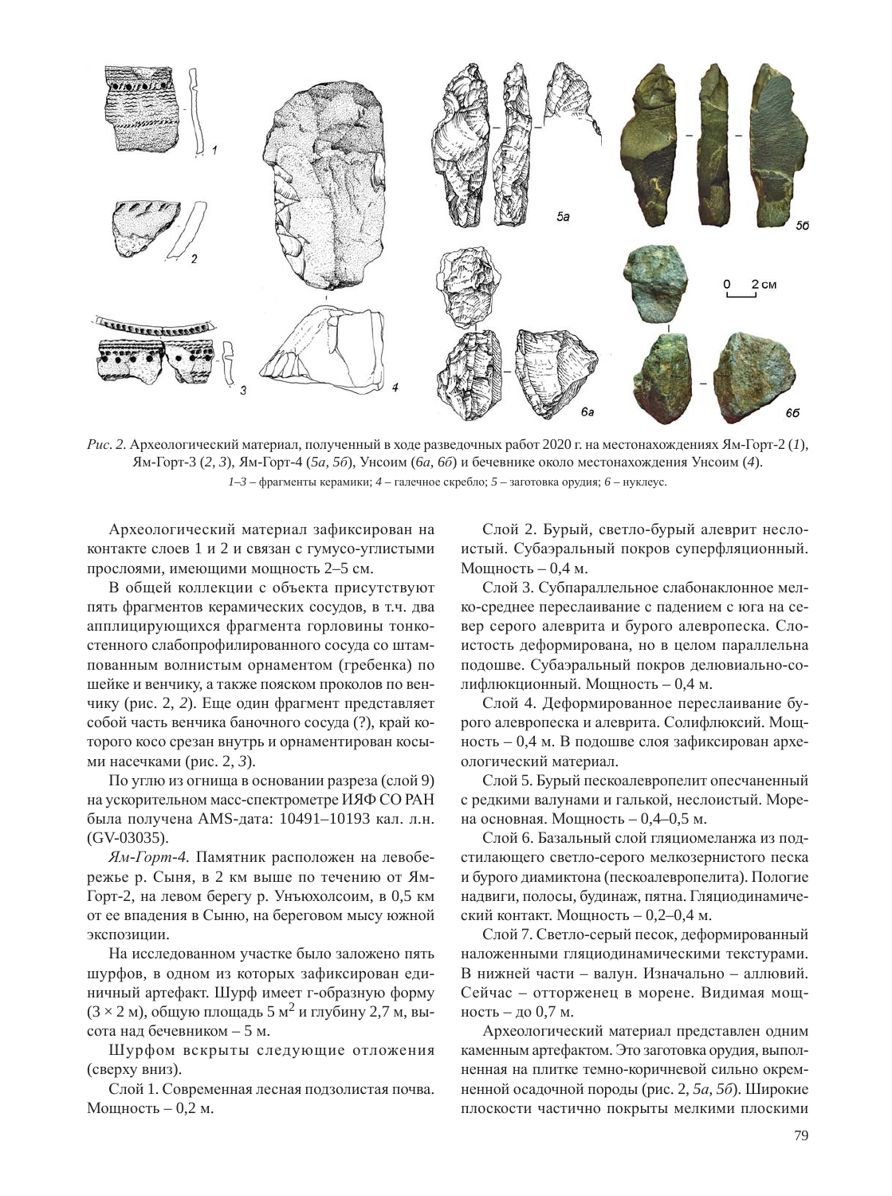*Рис. 2.* Археологический материал, полученный в ходе разведочных работ 2020 г. на местонахождениях Ям-Горт-2 (*1*), Ям-Горт-3 (*2, 3*), Ям-Горт-4 (*5а, 5б*), Унсоим (*6а, 6б*) и бечевнике около местонахождения Унсоим (*4*). *1–3* – фрагменты керамики; *4* – галечное скребло; *5* – заготовка орудия; *6* – нуклеус.

Археологический материал зафиксирован на контакте слоев 1 и 2 и связан с гумусо-углистыми прослоями, имеющими мощность 2–5 см.

В общей коллекции с объекта присутствуют пять фрагментов керамических сосудов, в т.ч. два апплицирующихся фрагмента горловины тонкостенного слабопрофилированного сосуда со штампованным волнистым орнаментом (гребенка) по шейке и венчику, а также пояском проколов по венчику (рис. 2, *2*). Еще один фрагмент представляет собой часть венчика баночного сосуда (?), край которого косо срезан внутрь и орнаментирован косыми насечками (рис. 2, *3*).

По углю из огнища в основании разреза (слой 9) на ускорительном масс-спектрометре ИЯФ СО РАН была получена AMS-дата: 10491–10193 кал. л.н. (GV-03035).

*Ям-Горт-4.* Памятник расположен на левобережье р. Сыня, в 2 км выше по течению от Ям-Горт-2, на левом берегу р. Унъюхолсоим, в 0,5 км от ее впадения в Сыню, на береговом мысу южной экспозиции.

На исследованном участке было заложено пять шурфов, в одном из которых зафиксирован единичный артефакт. Шурф имеет г-образную форму (3 × 2 м), общую площадь 5 м$^2$ и глубину 2,7 м, высота над бечевником – 5 м.

Шурфом вскрыты следующие отложения (сверху вниз).

Слой 1. Современная лесная подзолистая почва. Мощность – 0,2 м.

Слой 2. Бурый, светло-бурый алеврит неслоистый. Субаэральный покров суперфляционный. Мощность – 0,4 м.

Слой 3. Субпараллельное слабонаклонное мелко-среднее переслаивание с падением с юга на север серого алеврита и бурого алевропеска. Слоистость деформирована, но в целом параллельна подошве. Субаэральный покров делювиально-солифлюкционный. Мощность – 0,4 м.

Слой 4. Деформированное переслаивание бурого алевропеска и алеврита. Солифлюксий. Мощность – 0,4 м. В подошве слоя зафиксирован археологический материал.

Слой 5. Бурый пескоалевропелит опесчаненный с редкими валунами и галькой, неслоистый. Морена основная. Мощность – 0,4–0,5 м.

Слой 6. Базальный слой гляциомеланжа из подстилающего светло-серого мелкозернистого песка и бурого диамиктона (пескоалевропелита). Пологие надвиги, полосы, будинаж, пятна. Гляциодинамический контакт. Мощность – 0,2–0,4 м.

Слой 7. Светло-серый песок, деформированный наложенными гляциодинамическими текстурами. В нижней части – валун. Изначально – аллювий. Сейчас – отторженец в морене. Видимая мощность – до 0,7 м.

Археологический материал представлен одним каменным артефактом. Это заготовка орудия, выполненная на плитке темно-коричневой сильно окремненной осадочной породы (рис. 2, *5а, 5б*). Широкие плоскости частично покрыты мелкими плоскими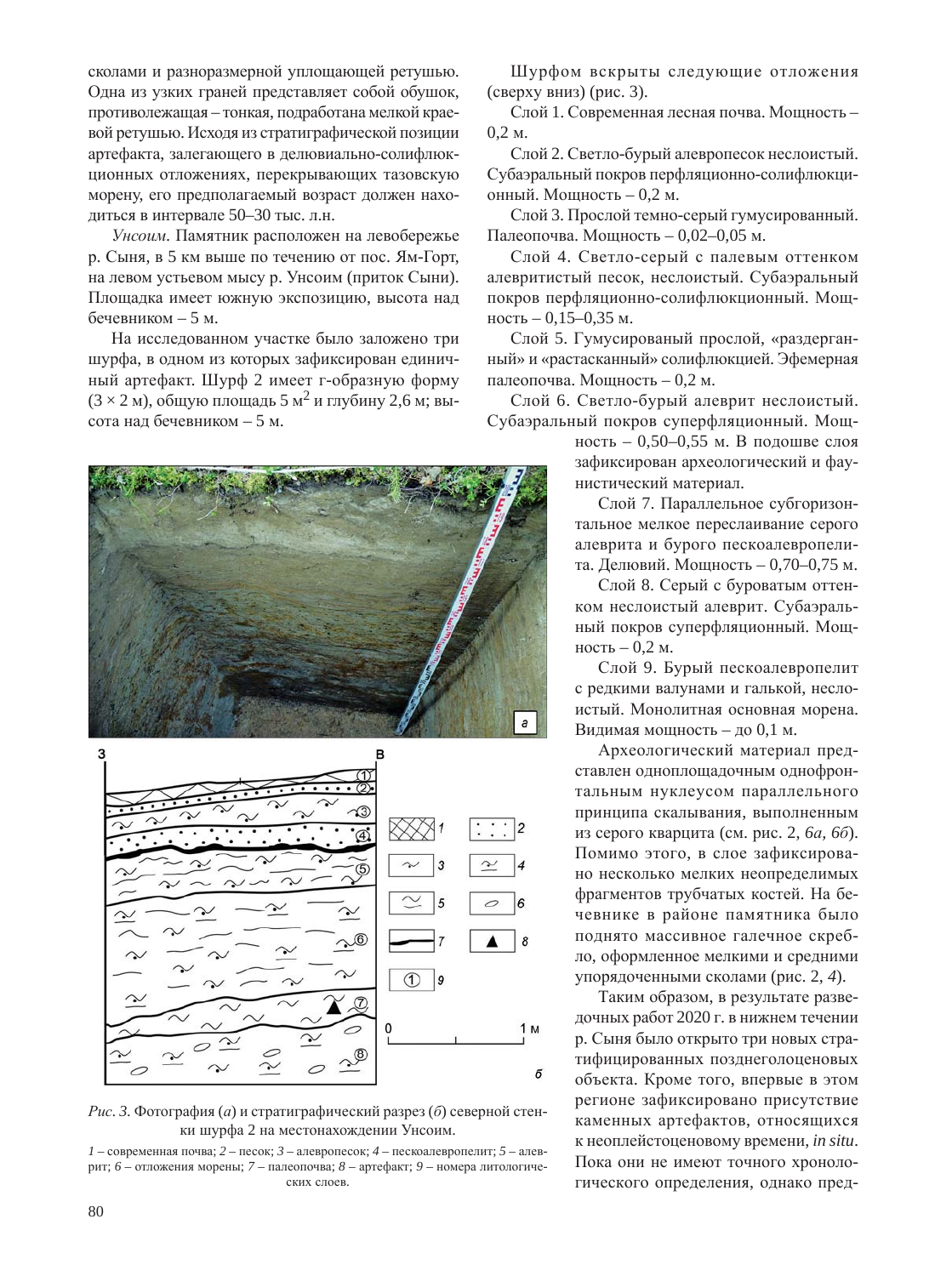сколами и разноразмерной уплощающей ретушью. Одна из узких граней представляет собой обушок, противолежащая – тонкая, подработана мелкой краевой ретушью. Исходя из стратиграфической позиции артефакта, залегающего в делювиально-солифлюкционных отложениях, перекрывающих тазовскую морену, его предполагаемый возраст должен находиться в интервале 50–30 тыс. л.н.

*Унсоим.* Памятник расположен на левобережье р. Сыня, в 5 км выше по течению от пос. Ям-Горт, на левом устьевом мысу р. Унсоим (приток Сыни). Площадка имеет южную экспозицию, высота над бечевником – 5 м.

На исследованном участке было заложено три шурфа, в одном из которых зафиксирован единичный артефакт. Шурф 2 имеет г-образную форму (3 × 2 м), общую площадь 5 м$^2$ и глубину 2,6 м; высота над бечевником – 5 м.

*Рис. 3.* Фотография (*а*) и стратиграфический разрез (*б*) северной стенки шурфа 2 на местонахождении Унсоим.

*1* – современная почва; *2* – песок; *3* – алевропесок; *4* – пескоалевропелит; *5* – алеврит; *6* – отложения морены; *7* – палеопочва; *8* – артефакт; *9* – номера литологических слоев.

Шурфом вскрыты следующие отложения (сверху вниз) (рис. 3).

Слой 1. Современная лесная почва. Мощность – 0,2 м.

Слой 2. Светло-бурый алевропесок неслоистый. Субаэральный покров перфляционно-солифлюкционный. Мощность – 0,2 м.

Слой 3. Прослой темно-серый гумусированный. Палеопочва. Мощность – 0,02–0,05 м.

Слой 4. Светло-серый с палевым оттенком алевритистый песок, неслоистый. Субаэральный покров перфляционно-солифлюкционный. Мощность – 0,15–0,35 м.

Слой 5. Гумусированый прослой, «раздерганный» и «растасканный» солифлюкцией. Эфемерная палеопочва. Мощность – 0,2 м.

Слой 6. Светло-бурый алеврит неслоистый. Субаэральный покров суперфляционный. Мощность – 0,50–0,55 м. В подошве слоя зафиксирован археологический и фаунистический материал.

Слой 7. Параллельное субгоризонтальное мелкое переслаивание серого алеврита и бурого пескоалевропелита. Делювий. Мощность – 0,70–0,75 м.

Слой 8. Серый с буроватым оттенком неслоистый алеврит. Субаэральный покров суперфляционный. Мощность – 0,2 м.

Слой 9. Бурый пескоалевропелит с редкими валунами и галькой, неслоистый. Монолитная основная морена. Видимая мощность – до 0,1 м.

Археологический материал представлен одноплощадочным однофронтальным нуклеусом параллельного принципа скалывания, выполненным из серого кварцита (см. рис. 2, *6а, 6б*). Помимо этого, в слое зафиксировано несколько мелких неопределимых фрагментов трубчатых костей. На бечевнике в районе памятника было поднято массивное галечное скребло, оформленное мелкими и средними упорядоченными сколами (рис. 2, *4*).

Таким образом, в результате разведочных работ 2020 г. в нижнем течении р. Сыня было открыто три новых стратифицированных позднеголоценовых объекта. Кроме того, впервые в этом регионе зафиксировано присутствие каменных артефактов, относящихся к неоплейстоценовому времени, *in situ*. Пока они не имеют точного хронологического определения, однако пред-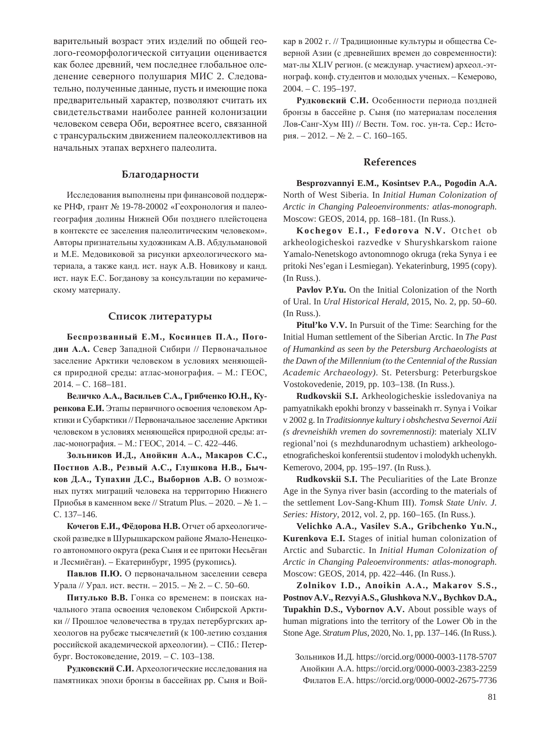варительный возраст этих изделий по общей геолого-геоморфологической ситуации оценивается как более древний, чем последнее глобальное оледенение северного полушария МИС 2. Следовательно, полученные данные, пусть и имеющие пока предварительный характер, позволяют считать их свидетельствами наиболее ранней колонизации человеком севера Оби, вероятнее всего, связанной с трансуральским движением палеоколлективов на начальных этапах верхнего палеолита.

## Благодарности

Исследования выполнены при финансовой поддержке РНФ, грант № 19-78-20002 «Геохронология и палеогеография долины Нижней Оби позднего плейстоцена в контексте ее заселения палеолитическим человеком». Авторы признательны художникам А.В. Абдульмановой и М.Е. Медовиковой за рисунки археологического материала, а также канд. ист. наук А.В. Новикову и канд. ист. наук Е.С. Богданову за консультации по керамическому материалу.

## Список литературы

**Беспрозванный Е.М., Косинцев П.А., Погодин А.А.** Север Западной Сибири // Первоначальное заселение Арктики человеком в условиях меняющейся природной среды: атлас-монография. – М.: ГЕОС, 2014. – С. 168–181.

**Величко А.А., Васильев С.А., Грибченко Ю.Н., Куренкова Е.И.** Этапы первичного освоения человеком Арктики и Субарктики // Первоначальное заселение Арктики человеком в условиях меняющейся природной среды: атлас-монография. – М.: ГЕОС, 2014. – С. 422–446.

**Зольников И.Д., Анойкин А.А., Макаров С.С., Постнов А.В., Резвый А.С., Глушкова Н.В., Бычков Д.А., Тупахин Д.С., Выборнов А.В.** О возможных путях миграций человека на территорию Нижнего Приобья в каменном веке // Stratum Plus. – 2020. – № 1. – С. 137–146.

**Кочегов Е.И., Фёдорова Н.В.** Отчет об археологической разведке в Шурышкарском районе Ямало-Ненецкого автономного округа (река Сыня и ее притоки Несьёган и Лесмиёган). – Екатеринбург, 1995 (рукопись).

**Павлов П.Ю.** О первоначальном заселении севера Урала // Урал. ист. вестн. – 2015. – № 2. – С. 50–60.

**Питулько В.В.** Гонка со временем: в поисках начального этапа освоения человеком Сибирской Арктики // Прошлое человечества в трудах петербургских археологов на рубеже тысячелетий (к 100-летию создания российской академической археологии). – СПб.: Петербург. Востоковедение, 2019. – С. 103–138.

**Рудковский С.И.** Археологические исследования на памятниках эпохи бронзы в бассейнах рр. Сыня и Войкар в 2002 г. // Традиционные культуры и общества Северной Азии (с древнейших времен до современности): мат-лы XLIV регион. (с междунар. участием) археол.-этнограф. конф. студентов и молодых ученых. – Кемерово, 2004. – С. 195–197.

**Рудковский С.И.** Особенности периода поздней бронзы в бассейне р. Сыня (по материалам поселения Лов-Санг-Хум III) // Вестн. Том. гос. ун-та. Сер.: История. – 2012. – № 2. – С. 160–165.

## References

**Besprozvannyi E.M., Kosintsev P.A., Pogodin A.A.** North of West Siberia. In *Initial Human Colonization of Arctic in Changing Paleoenvironments: atlas-monograph*. Moscow: GEOS, 2014, pp. 168–181. (In Russ.).

**Kochegov E.I., Fedorova N.V.** Otchet ob arkheologicheskoi razvedke v Shuryshkarskom raione Yamalo-Nenetskogo avtonomnogo okruga (reka Synya i ee pritoki Nes'egan i Lesmiegan). Yekaterinburg, 1995 (copy). (In Russ.).

**Pavlov P.Yu.** On the Initial Colonization of the North of Ural. In *Ural Historical Herald*, 2015, No. 2, pp. 50–60. (In Russ.).

**Pitul'ko V.V.** In Pursuit of the Time: Searching for the Initial Human settlement of the Siberian Arctic. In *The Past of Humankind as seen by the Petersburg Archaeologists at the Dawn of the Millennium (to the Centennial of the Russian Academic Archaeology)*. St. Petersburg: Peterburgskoe Vostokovedenie, 2019, pp. 103–138. (In Russ.).

**Rudkovskii S.I.** Arkheologicheskie issledovaniya na pamyatnikakh epokhi bronzy v basseinakh rr. Synya i Voikar v 2002 g. In *Traditsionnye kultury i obshchestva Severnoi Azii (s drevneishikh vremen do sovremennosti)*: materialy XLIV regional'noi (s mezhdunarodnym uchastiem) arkheologo-etnograficheskoi konferentsii studentov i molodykh uchenykh. Kemerovo, 2004, pp. 195–197. (In Russ.).

**Rudkovskii S.I.** The Peculiarities of the Late Bronze Age in the Synya river basin (according to the materials of the settlement Lov-Sang-Khum III). *Tomsk State Univ. J. Series: History*, 2012, vol. 2, pp. 160–165. (In Russ.).

**Velichko A.A., Vasilev S.A., Gribchenko Yu.N., Kurenkova E.I.** Stages of initial human colonization of Arctic and Subarctic. In *Initial Human Colonization of Arctic in Changing Paleoenvironments: atlas-monograph*. Moscow: GEOS, 2014, pp. 422–446. (In Russ.).

**Zolnikov I.D., Anoikin A.A., Makarov S.S., Postnov A.V., Rezvyi A.S., Glushkova N.V., Bychkov D.A., Tupakhin D.S., Vybornov A.V.** About possible ways of human migrations into the territory of the Lower Ob in the Stone Age. *Stratum Plus*, 2020, No. 1, pp. 137–146. (In Russ.).

Зольников И.Д. https://orcid.org/0000-0003-1178-5707
Анойкин А.А. https://orcid.org/0000-0003-2383-2259
Филатов Е.А. https://orcid.org/0000-0002-2675-7736